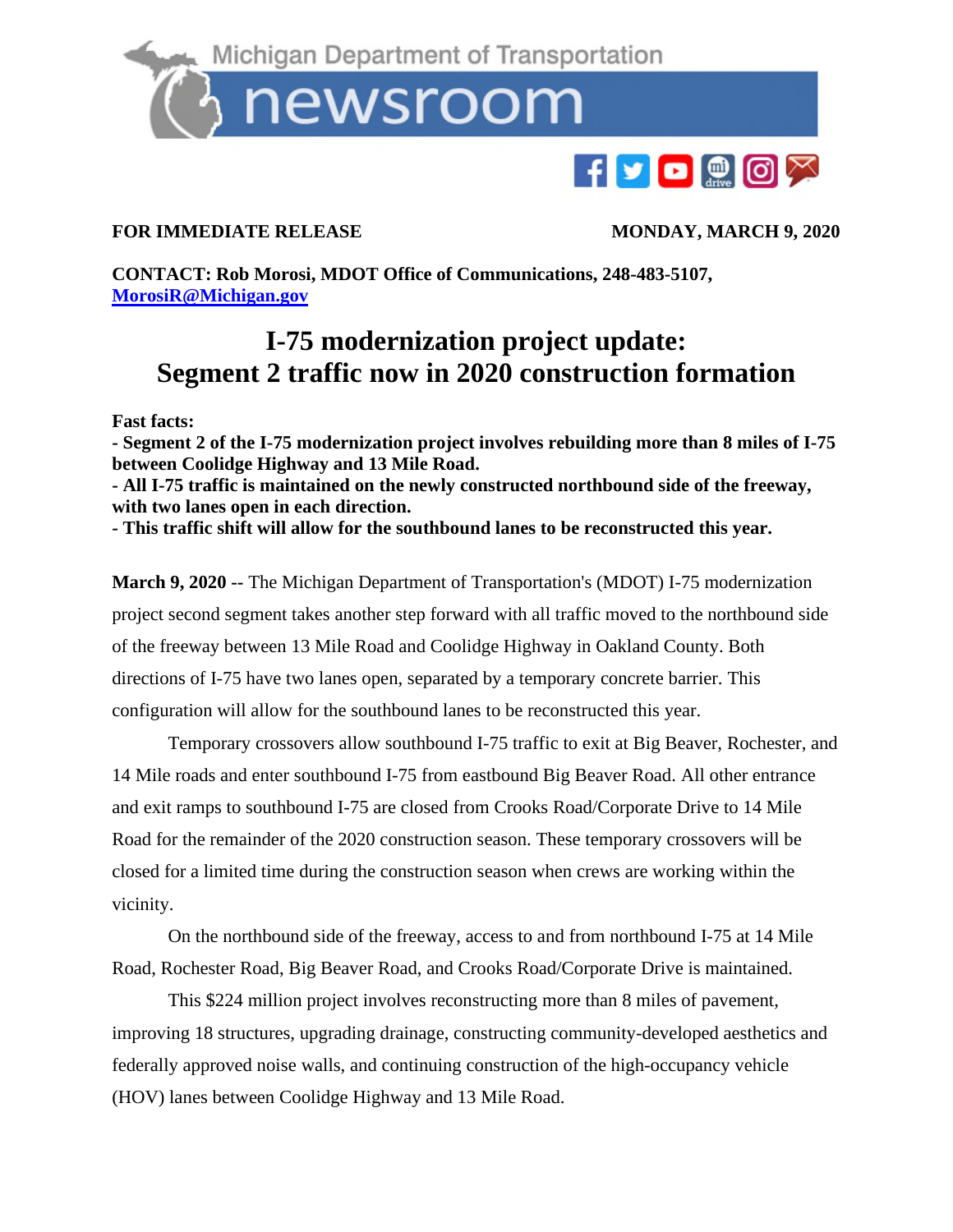Michigan Department of Transportation

newsroom

**FOR IMMEDIATE RELEASE** **MONDAY, MARCH 9, 2020**

**CONTACT: Rob Morosi, MDOT Office of Communications, 248-483-5107, [MorosiR@Michigan.gov](mailto:MorosiR@Michigan.gov)**

# I-75 modernization project update: Segment 2 traffic now in 2020 construction formation

**Fast facts:**
**- Segment 2 of the I-75 modernization project involves rebuilding more than 8 miles of I-75 between Coolidge Highway and 13 Mile Road.**
**- All I-75 traffic is maintained on the newly constructed northbound side of the freeway, with two lanes open in each direction.**
**- This traffic shift will allow for the southbound lanes to be reconstructed this year.**

**March 9, 2020 --** The Michigan Department of Transportation's (MDOT) I-75 modernization project second segment takes another step forward with all traffic moved to the northbound side of the freeway between 13 Mile Road and Coolidge Highway in Oakland County. Both directions of I-75 have two lanes open, separated by a temporary concrete barrier. This configuration will allow for the southbound lanes to be reconstructed this year.

Temporary crossovers allow southbound I-75 traffic to exit at Big Beaver, Rochester, and 14 Mile roads and enter southbound I-75 from eastbound Big Beaver Road. All other entrance and exit ramps to southbound I-75 are closed from Crooks Road/Corporate Drive to 14 Mile Road for the remainder of the 2020 construction season. These temporary crossovers will be closed for a limited time during the construction season when crews are working within the vicinity.

On the northbound side of the freeway, access to and from northbound I-75 at 14 Mile Road, Rochester Road, Big Beaver Road, and Crooks Road/Corporate Drive is maintained.

This $224 million project involves reconstructing more than 8 miles of pavement, improving 18 structures, upgrading drainage, constructing community-developed aesthetics and federally approved noise walls, and continuing construction of the high-occupancy vehicle (HOV) lanes between Coolidge Highway and 13 Mile Road.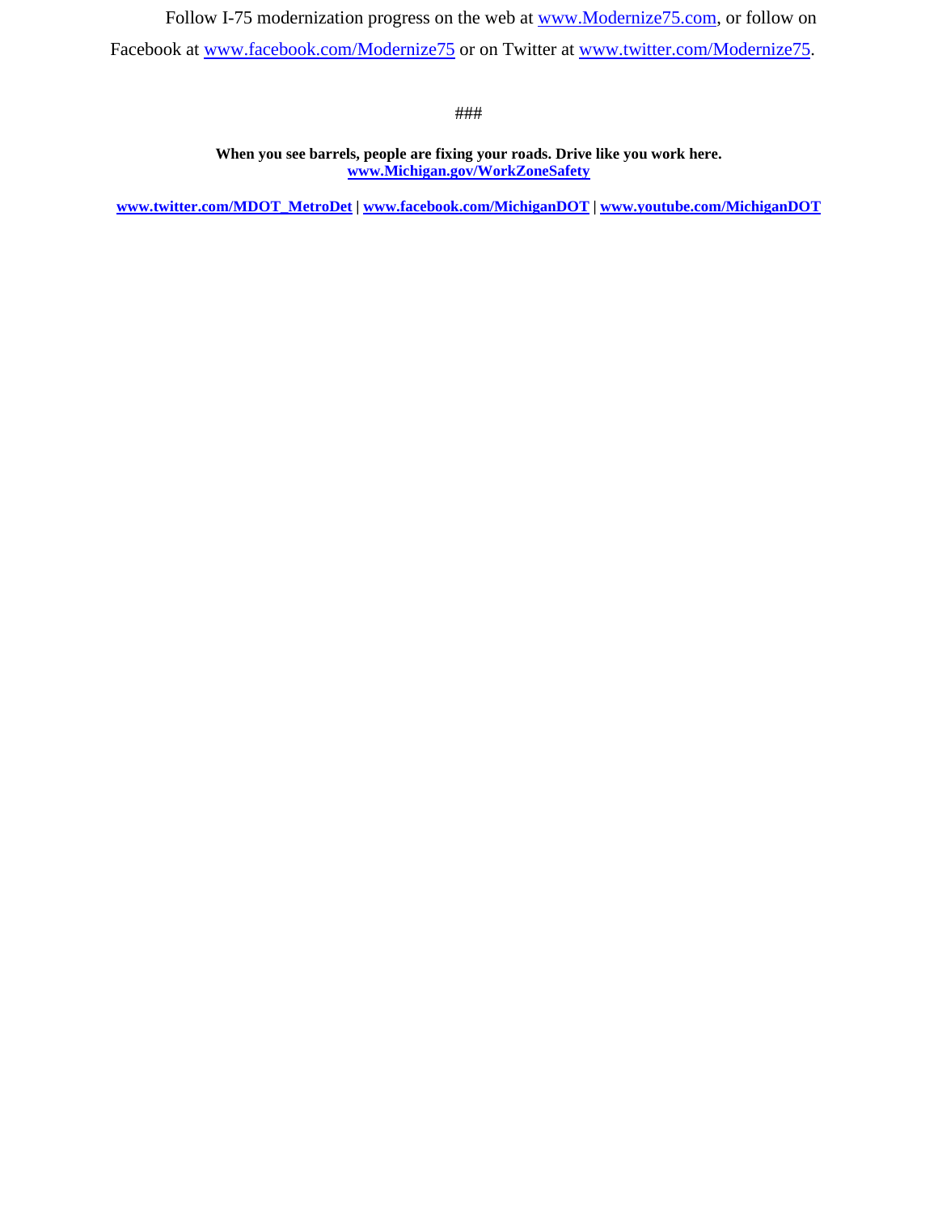Follow I-75 modernization progress on the web at www.Modernize75.com, or follow on Facebook at www.facebook.com/Modernize75 or on Twitter at www.twitter.com/Modernize75.

###

**When you see barrels, people are fixing your roads. Drive like you work here.**
**www.Michigan.gov/WorkZoneSafety**

**www.twitter.com/MDOT_MetroDet | www.facebook.com/MichiganDOT | www.youtube.com/MichiganDOT**